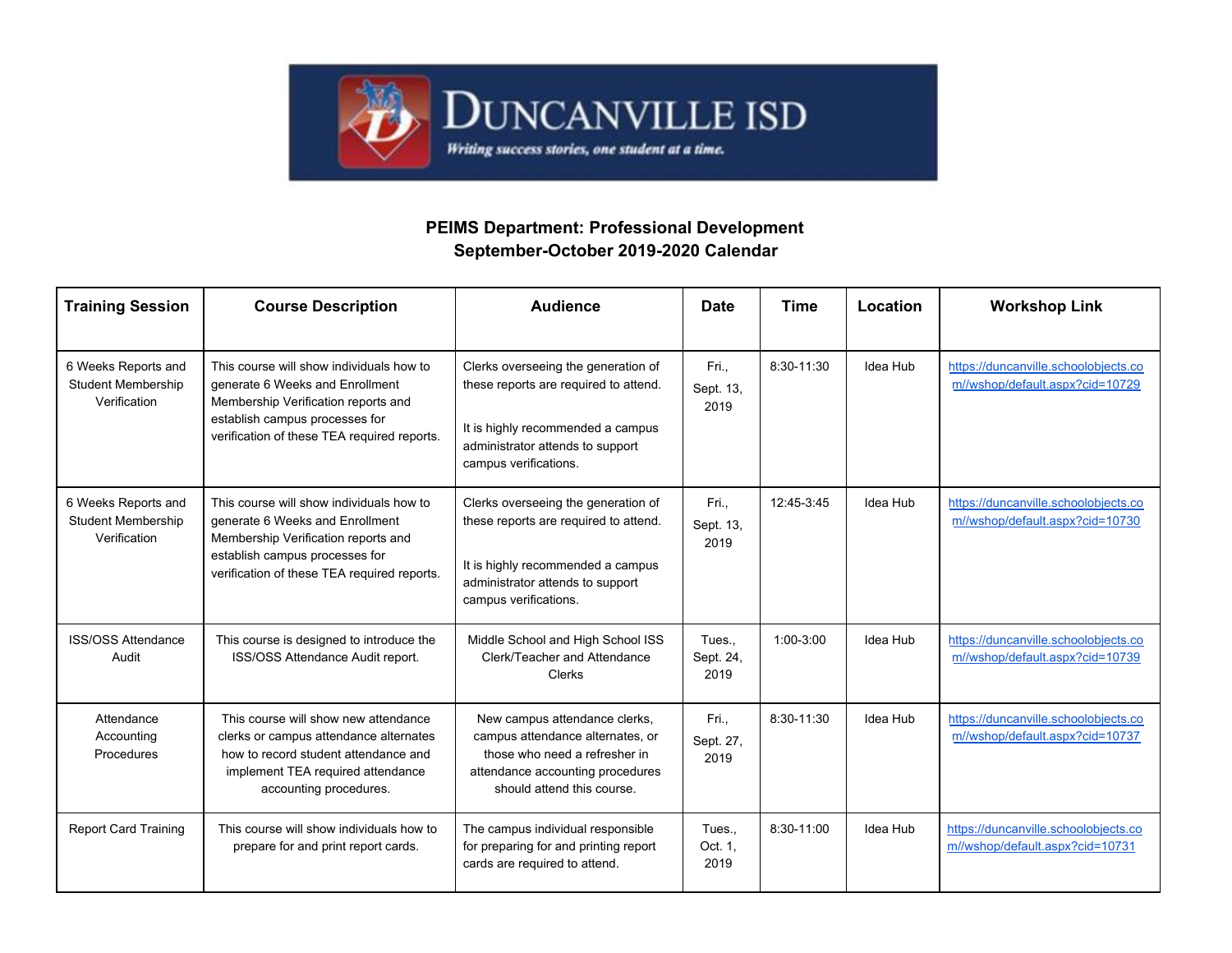# PEIMS Department: Professional Development
## September-October 2019-2020 Calendar

| Training Session | Course Description | Audience | Date | Time | Location | Workshop Link |
|---|---|---|---|---|---|---|
| 6 Weeks Reports and Student Membership Verification | This course will show individuals how to generate 6 Weeks and Enrollment Membership Verification reports and establish campus processes for verification of these TEA required reports. | Clerks overseeing the generation of these reports are required to attend.<br><br>It is highly recommended a campus administrator attends to support campus verifications. | Fri., Sept. 13, 2019 | 8:30-11:30 | Idea Hub | https://duncanville.schoolobjects.com//wshop/default.aspx?cid=10729 |
| 6 Weeks Reports and Student Membership Verification | This course will show individuals how to generate 6 Weeks and Enrollment Membership Verification reports and establish campus processes for verification of these TEA required reports. | Clerks overseeing the generation of these reports are required to attend.<br><br>It is highly recommended a campus administrator attends to support campus verifications. | Fri., Sept. 13, 2019 | 12:45-3:45 | Idea Hub | https://duncanville.schoolobjects.com//wshop/default.aspx?cid=10730 |
| ISS/OSS Attendance Audit | This course is designed to introduce the ISS/OSS Attendance Audit report. | Middle School and High School ISS Clerk/Teacher and Attendance Clerks | Tues., Sept. 24, 2019 | 1:00-3:00 | Idea Hub | https://duncanville.schoolobjects.com//wshop/default.aspx?cid=10739 |
| Attendance Accounting Procedures | This course will show new attendance clerks or campus attendance alternates how to record student attendance and implement TEA required attendance accounting procedures. | New campus attendance clerks, campus attendance alternates, or those who need a refresher in attendance accounting procedures should attend this course. | Fri., Sept. 27, 2019 | 8:30-11:30 | Idea Hub | https://duncanville.schoolobjects.com//wshop/default.aspx?cid=10737 |
| Report Card Training | This course will show individuals how to prepare for and print report cards. | The campus individual responsible for preparing for and printing report cards are required to attend. | Tues., Oct. 1, 2019 | 8:30-11:00 | Idea Hub | https://duncanville.schoolobjects.com//wshop/default.aspx?cid=10731 |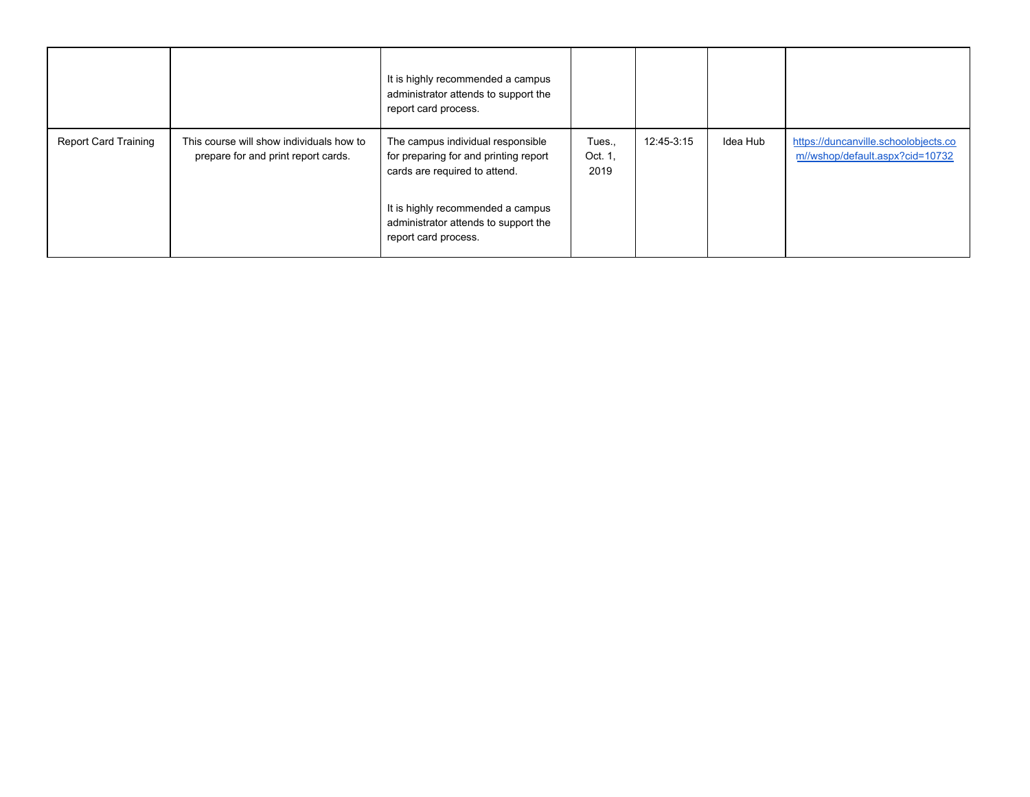| | | | | | | |
|---|---|---|---|---|---|---|
| | | It is highly recommended a campus administrator attends to support the report card process. | | | | |
| Report Card Training | This course will show individuals how to prepare for and print report cards. | The campus individual responsible for preparing for and printing report cards are required to attend.<br><br>It is highly recommended a campus administrator attends to support the report card process. | Tues., Oct. 1, 2019 | 12:45-3:15 | Idea Hub | https://duncanville.schoolobjects.com//wshop/default.aspx?cid=10732 |